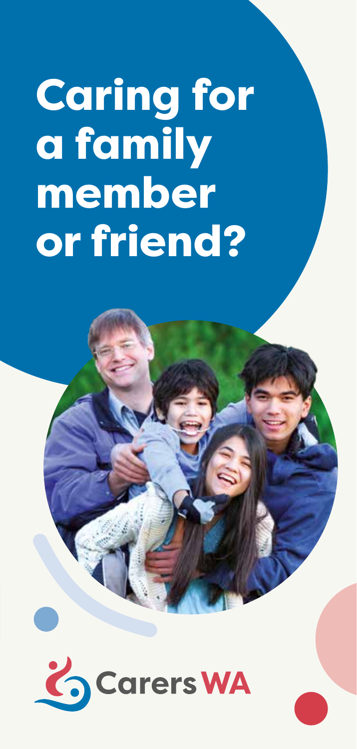# Caring for a family member or friend?

Carers WA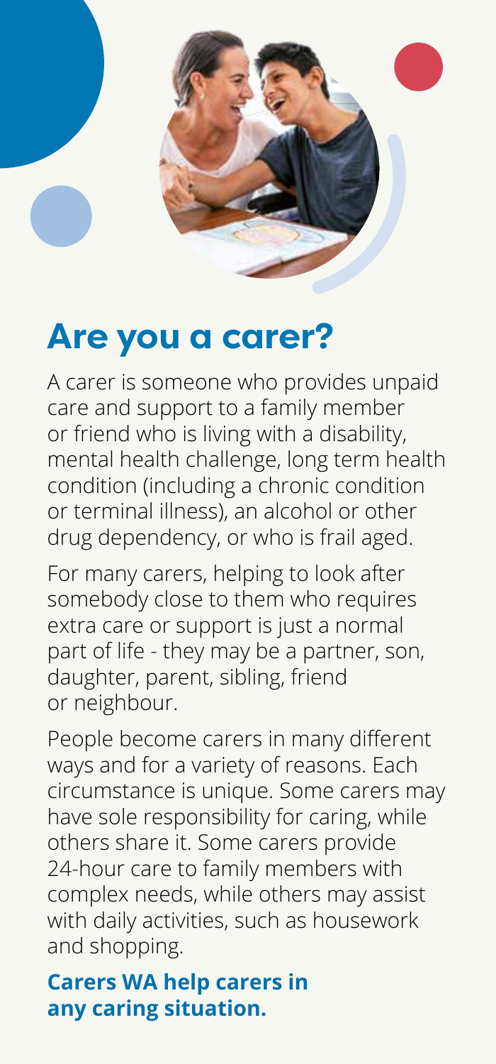# Are you a carer?

A carer is someone who provides unpaid care and support to a family member or friend who is living with a disability, mental health challenge, long term health condition (including a chronic condition or terminal illness), an alcohol or other drug dependency, or who is frail aged.

For many carers, helping to look after somebody close to them who requires extra care or support is just a normal part of life - they may be a partner, son, daughter, parent, sibling, friend or neighbour.

People become carers in many different ways and for a variety of reasons. Each circumstance is unique. Some carers may have sole responsibility for caring, while others share it. Some carers provide 24-hour care to family members with complex needs, while others may assist with daily activities, such as housework and shopping.

**Carers WA help carers in any caring situation.**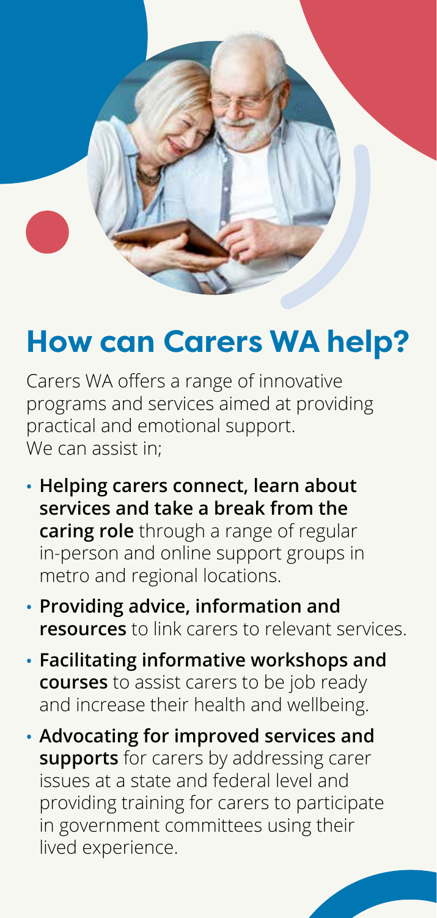# How can Carers WA help?

Carers WA offers a range of innovative programs and services aimed at providing practical and emotional support.
We can assist in;

- **Helping carers connect, learn about services and take a break from the caring role** through a range of regular in-person and online support groups in metro and regional locations.
- **Providing advice, information and resources** to link carers to relevant services.
- **Facilitating informative workshops and courses** to assist carers to be job ready and increase their health and wellbeing.
- **Advocating for improved services and supports** for carers by addressing carer issues at a state and federal level and providing training for carers to participate in government committees using their lived experience.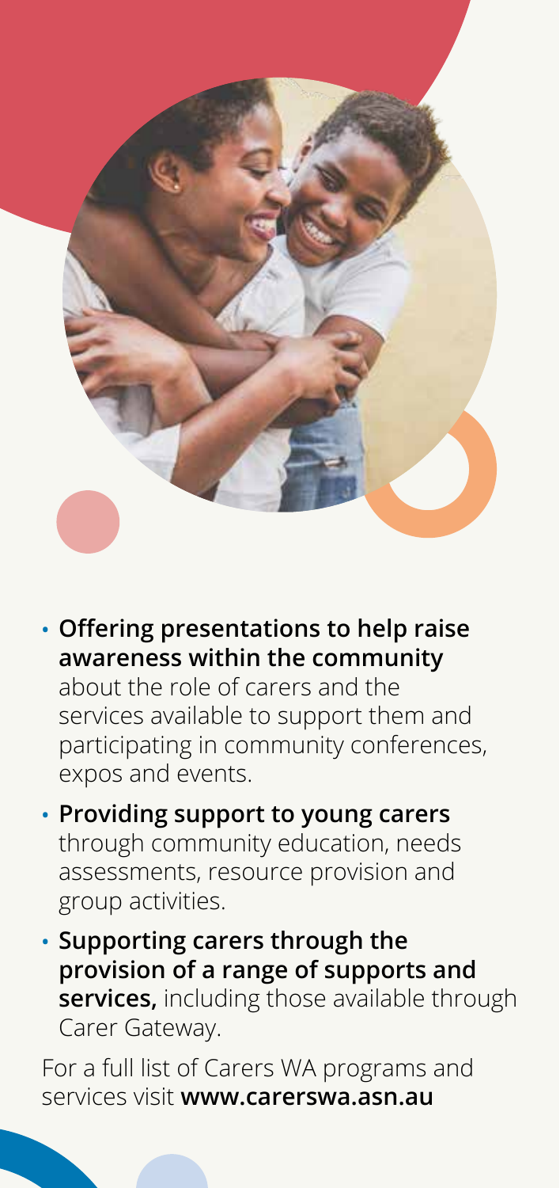- **Offering presentations to help raise awareness within the community** about the role of carers and the services available to support them and participating in community conferences, expos and events.
- **Providing support to young carers** through community education, needs assessments, resource provision and group activities.
- **Supporting carers through the provision of a range of supports and services,** including those available through Carer Gateway.

For a full list of Carers WA programs and services visit **www.carerswa.asn.au**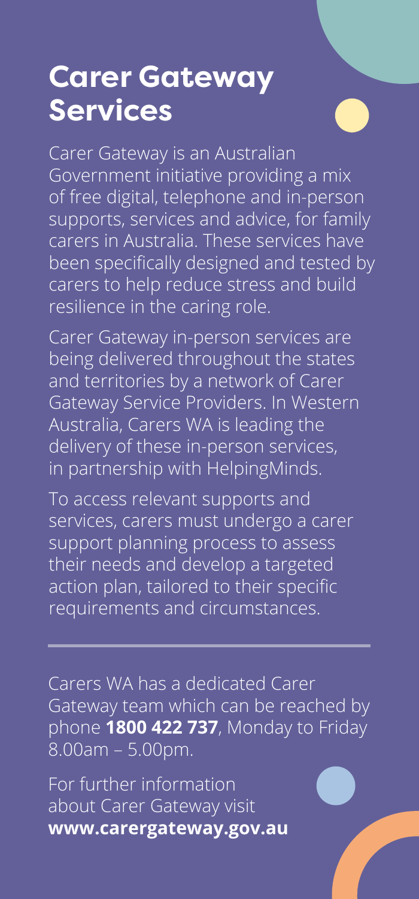# Carer Gateway Services

Carer Gateway is an Australian Government initiative providing a mix of free digital, telephone and in-person supports, services and advice, for family carers in Australia. These services have been specifically designed and tested by carers to help reduce stress and build resilience in the caring role.

Carer Gateway in-person services are being delivered throughout the states and territories by a network of Carer Gateway Service Providers. In Western Australia, Carers WA is leading the delivery of these in-person services, in partnership with HelpingMinds.

To access relevant supports and services, carers must undergo a carer support planning process to assess their needs and develop a targeted action plan, tailored to their specific requirements and circumstances.

---

Carers WA has a dedicated Carer Gateway team which can be reached by phone **1800 422 737**, Monday to Friday 8.00am – 5.00pm.

For further information about Carer Gateway visit **www.carergateway.gov.au**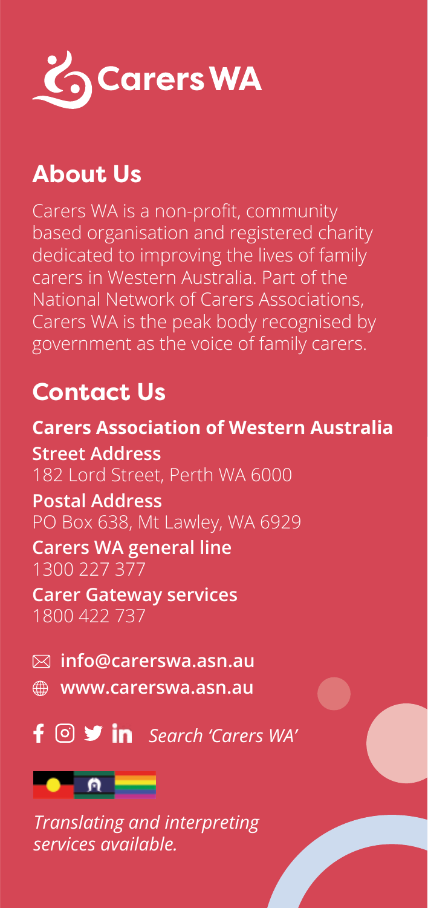Carers WA

## About Us

Carers WA is a non-profit, community based organisation and registered charity dedicated to improving the lives of family carers in Western Australia. Part of the National Network of Carers Associations, Carers WA is the peak body recognised by government as the voice of family carers.

## Contact Us

**Carers Association of Western Australia**

**Street Address**
182 Lord Street, Perth WA 6000

**Postal Address**
PO Box 638, Mt Lawley, WA 6929

**Carers WA general line**
1300 227 377

**Carer Gateway services**
1800 422 737

**info@carerswa.asn.au**

**www.carerswa.asn.au**

*Search 'Carers WA'*

*Translating and interpreting services available.*